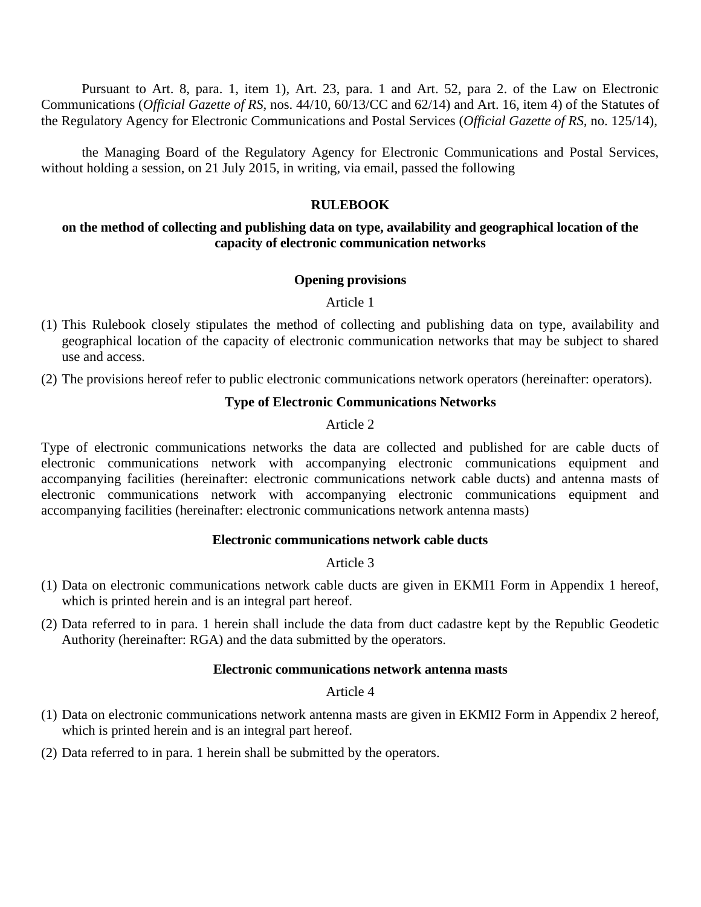Pursuant to Art. 8, para. 1, item 1), Art. 23, para. 1 and Art. 52, para 2. of the Law on Electronic Communications (*Official Gazette of RS*, nos. 44/10, 60/13/CC and 62/14) and Art. 16, item 4) of the Statutes of the Regulatory Agency for Electronic Communications and Postal Services (*Official Gazette of RS*, no. 125/14),

the Managing Board of the Regulatory Agency for Electronic Communications and Postal Services, without holding a session, on 21 July 2015, in writing, via email, passed the following

# RULEBOOK

## on the method of collecting and publishing data on type, availability and geographical location of the capacity of electronic communication networks

### Opening provisions

Article 1

(1) This Rulebook closely stipulates the method of collecting and publishing data on type, availability and geographical location of the capacity of electronic communication networks that may be subject to shared use and access.

(2) The provisions hereof refer to public electronic communications network operators (hereinafter: operators).

### Type of Electronic Communications Networks

Article 2

Type of electronic communications networks the data are collected and published for are cable ducts of electronic communications network with accompanying electronic communications equipment and accompanying facilities (hereinafter: electronic communications network cable ducts) and antenna masts of electronic communications network with accompanying electronic communications equipment and accompanying facilities (hereinafter: electronic communications network antenna masts)

### Electronic communications network cable ducts

Article 3

(1) Data on electronic communications network cable ducts are given in EKMI1 Form in Appendix 1 hereof, which is printed herein and is an integral part hereof.

(2) Data referred to in para. 1 herein shall include the data from duct cadastre kept by the Republic Geodetic Authority (hereinafter: RGA) and the data submitted by the operators.

### Electronic communications network antenna masts

Article 4

(1) Data on electronic communications network antenna masts are given in EKMI2 Form in Appendix 2 hereof, which is printed herein and is an integral part hereof.

(2) Data referred to in para. 1 herein shall be submitted by the operators.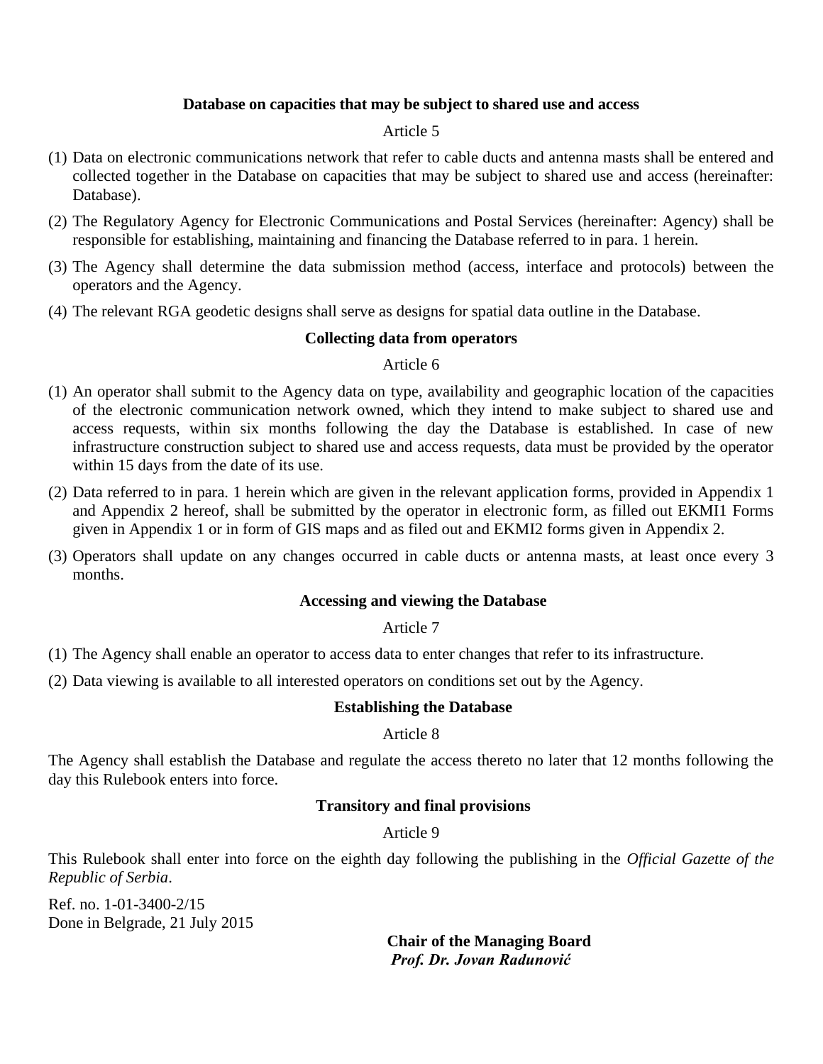**Database on capacities that may be subject to shared use and access**

Article 5

(1) Data on electronic communications network that refer to cable ducts and antenna masts shall be entered and collected together in the Database on capacities that may be subject to shared use and access (hereinafter: Database).

(2) The Regulatory Agency for Electronic Communications and Postal Services (hereinafter: Agency) shall be responsible for establishing, maintaining and financing the Database referred to in para. 1 herein.

(3) The Agency shall determine the data submission method (access, interface and protocols) between the operators and the Agency.

(4) The relevant RGA geodetic designs shall serve as designs for spatial data outline in the Database.

**Collecting data from operators**

Article 6

(1) An operator shall submit to the Agency data on type, availability and geographic location of the capacities of the electronic communication network owned, which they intend to make subject to shared use and access requests, within six months following the day the Database is established. In case of new infrastructure construction subject to shared use and access requests, data must be provided by the operator within 15 days from the date of its use.

(2) Data referred to in para. 1 herein which are given in the relevant application forms, provided in Appendix 1 and Appendix 2 hereof, shall be submitted by the operator in electronic form, as filled out EKMI1 Forms given in Appendix 1 or in form of GIS maps and as filed out and EKMI2 forms given in Appendix 2.

(3) Operators shall update on any changes occurred in cable ducts or antenna masts, at least once every 3 months.

**Accessing and viewing the Database**

Article 7

(1) The Agency shall enable an operator to access data to enter changes that refer to its infrastructure.

(2) Data viewing is available to all interested operators on conditions set out by the Agency.

**Establishing the Database**

Article 8

The Agency shall establish the Database and regulate the access thereto no later that 12 months following the day this Rulebook enters into force.

**Transitory and final provisions**

Article 9

This Rulebook shall enter into force on the eighth day following the publishing in the *Official Gazette of the Republic of Serbia*.

Ref. no. 1-01-3400-2/15
Done in Belgrade, 21 July 2015

**Chair of the Managing Board**
***Prof. Dr. Jovan Radunović***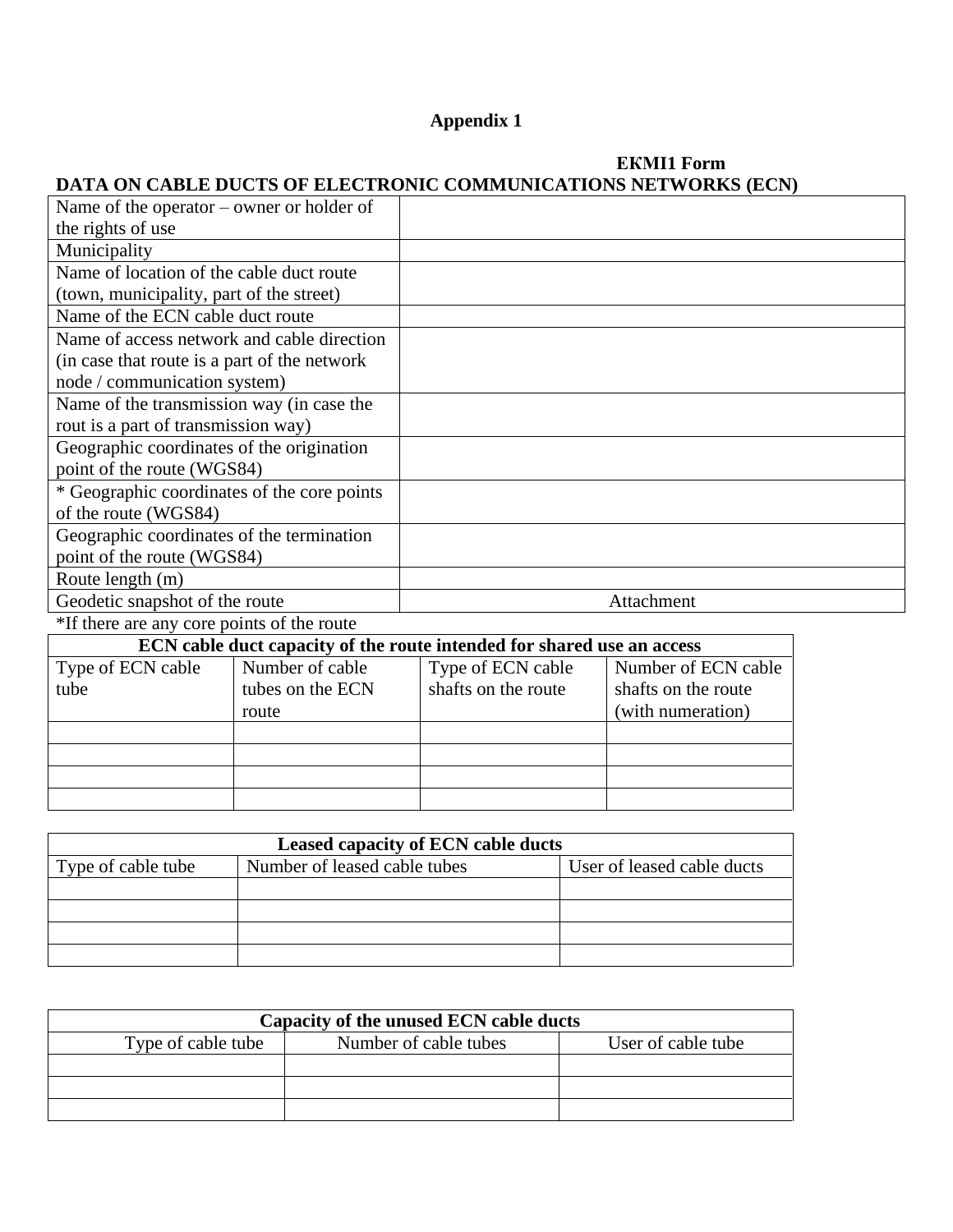**Appendix 1**

**ЕКМІ1 Form**

**DATA ON CABLE DUCTS OF ELECTRONIC COMMUNICATIONS NETWORKS (ECN)**

| | |
|---|---|
| Name of the operator – owner or holder of the rights of use | |
| Municipality | |
| Name of location of the cable duct route (town, municipality, part of the street) | |
| Name of the ECN cable duct route | |
| Name of access network and cable direction (in case that route is a part of the network node / communication system) | |
| Name of the transmission way (in case the rout is a part of transmission way) | |
| Geographic coordinates of the origination point of the route (WGS84) | |
| * Geographic coordinates of the core points of the route (WGS84) | |
| Geographic coordinates of the termination point of the route (WGS84) | |
| Route length (m) | |
| Geodetic snapshot of the route | Attachment |

*If there are any core points of the route

| **ECN cable duct capacity of the route intended for shared use an access** | | | |
|---|---|---|---|
| Type of ECN cable tube | Number of cable tubes on the ECN route | Type of ECN cable shafts on the route | Number of ECN cable shafts on the route (with numeration) |
| | | | |
| | | | |
| | | | |
| | | | |

| **Leased capacity of ECN cable ducts** | | |
|---|---|---|
| Type of cable tube | Number of leased cable tubes | User of leased cable ducts |
| | | |
| | | |
| | | |
| | | |

| **Capacity of the unused ECN cable ducts** | | |
|---|---|---|
| Type of cable tube | Number of cable tubes | User of cable tube |
| | | |
| | | |
| | | |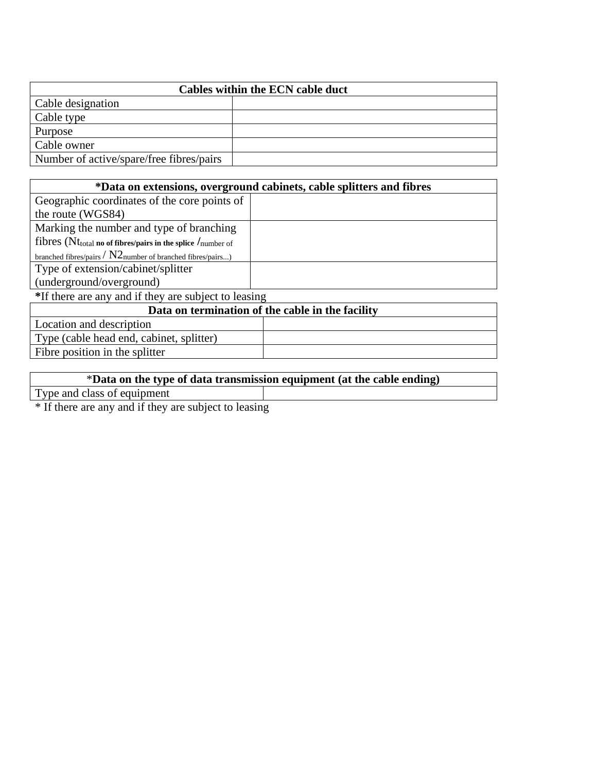| Cables within the ECN cable duct | |
|---|---|
| Cable designation | |
| Cable type | |
| Purpose | |
| Cable owner | |
| Number of active/spare/free fibres/pairs | |

| ***Data on extensions, overground cabinets, cable splitters and fibres** | |
|---|---|
| Geographic coordinates of the core points of the route (WGS84) | |
| Marking the number and type of branching fibres ($Nt_{total}$ **no of fibres/pairs in the splice** /number of branched fibres/pairs / N2number of branched fibres/pairs...) | |
| Type of extension/cabinet/splitter (underground/overground) | |

***If there are any and if they are subject to leasing**

| Data on termination of the cable in the facility | |
|---|---|
| Location and description | |
| Type (cable head end, cabinet, splitter) | |
| Fibre position in the splitter | |

| ***Data on the type of data transmission equipment (at the cable ending)** | |
|---|---|
| Type and class of equipment | |

* If there are any and if they are subject to leasing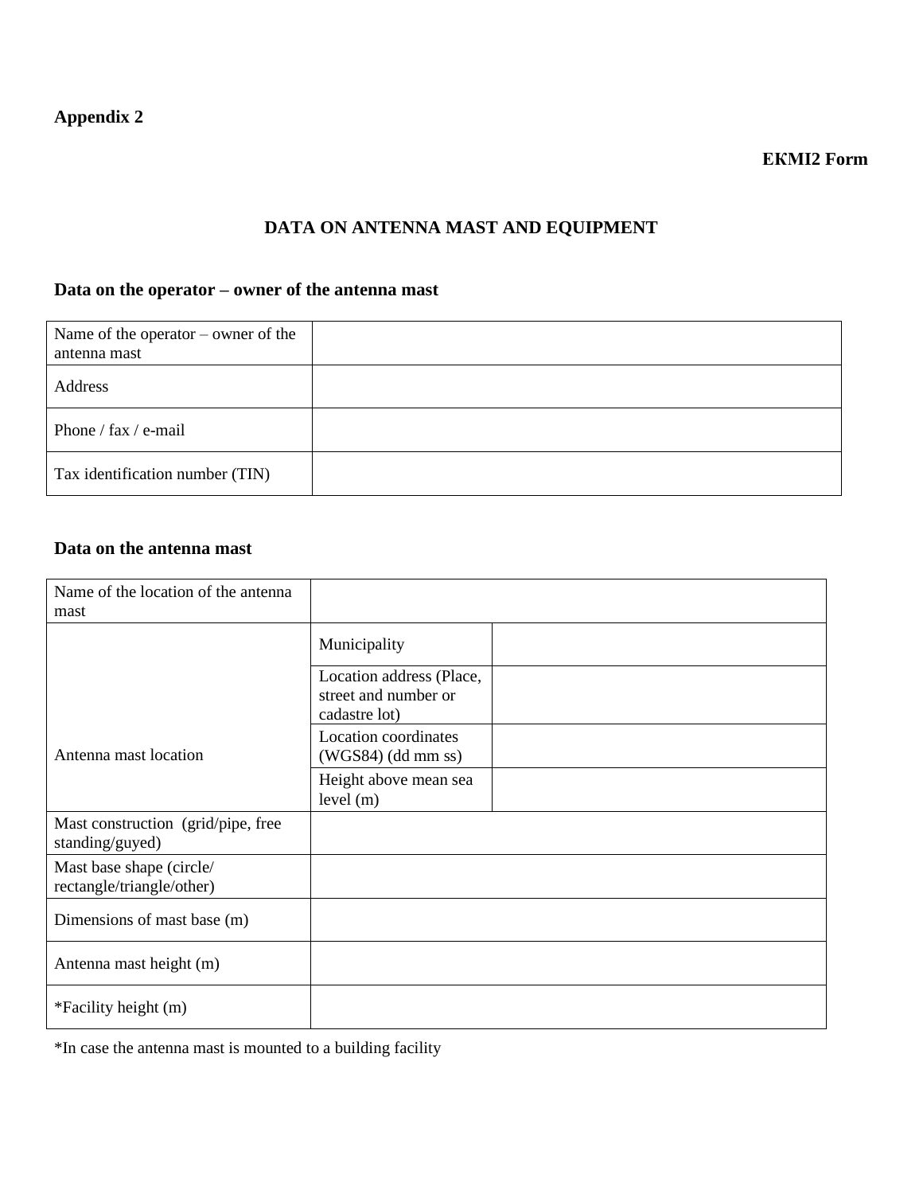**Appendix 2**

**ЕКМІ2 Form**

## DATA ON ANTENNA MAST AND EQUIPMENT

### Data on the operator – owner of the antenna mast

| Name of the operator – owner of the antenna mast | |
|---|---|
| Address | |
| Phone / fax / e-mail | |
| Tax identification number (TIN) | |

### Data on the antenna mast

| Name of the location of the antenna mast | | |
|---|---|---|
| Antenna mast location | Municipality | |
| | Location address (Place, street and number or cadastre lot) | |
| | Location coordinates (WGS84) (dd mm ss) | |
| | Height above mean sea level (m) | |
| Mast construction (grid/pipe, free standing/guyed) | | |
| Mast base shape (circle/ rectangle/triangle/other) | | |
| Dimensions of mast base (m) | | |
| Antenna mast height (m) | | |
| *Facility height (m) | | |

*In case the antenna mast is mounted to a building facility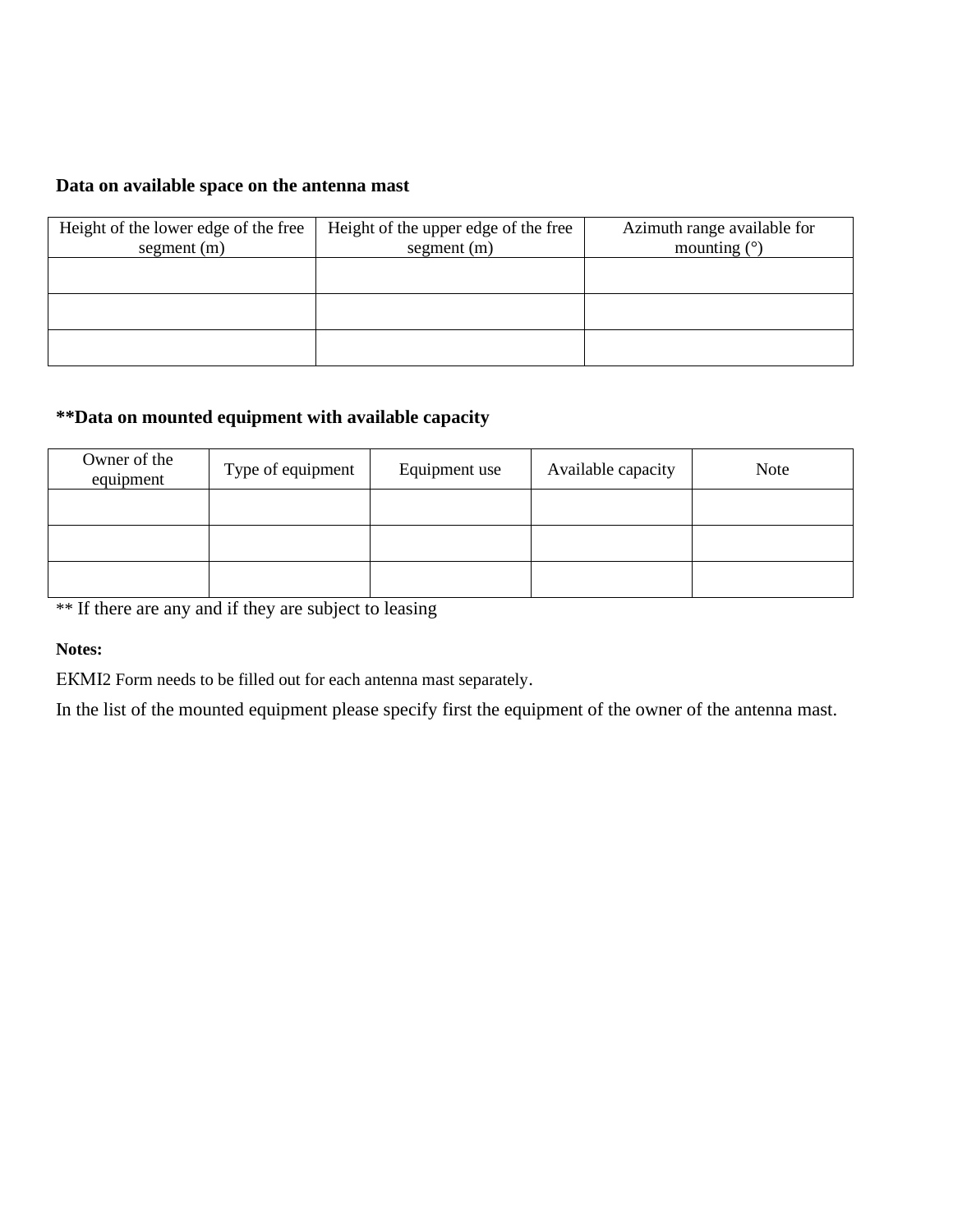**Data on available space on the antenna mast**

| Height of the lower edge of the free segment (m) | Height of the upper edge of the free segment (m) | Azimuth range available for mounting (°) |
|---|---|---|
| | | |
| | | |
| | | |

****Data on mounted equipment with available capacity**

| Owner of the equipment | Type of equipment | Equipment use | Available capacity | Note |
|---|---|---|---|---|
| | | | | |
| | | | | |
| | | | | |

** If there are any and if they are subject to leasing

**Notes:**

EKMI2 Form needs to be filled out for each antenna mast separately.

In the list of the mounted equipment please specify first the equipment of the owner of the antenna mast.